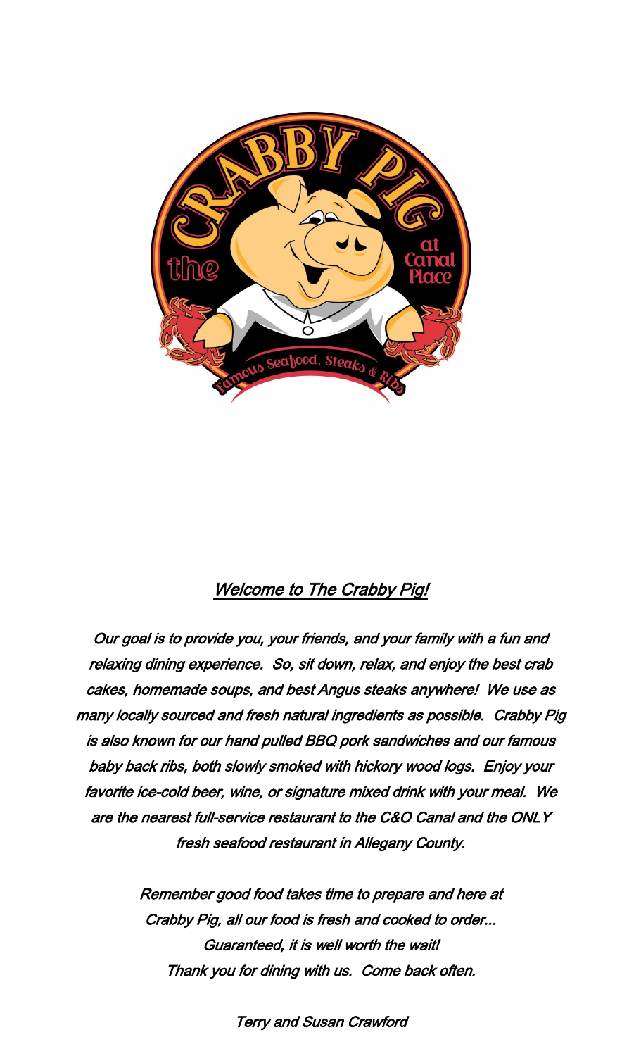## *Welcome to The Crabby Pig!*

*Our goal is to provide you, your friends, and your family with a fun and relaxing dining experience. So, sit down, relax, and enjoy the best crab cakes, homemade soups, and best Angus steaks anywhere! We use as many locally sourced and fresh natural ingredients as possible. Crabby Pig is also known for our hand pulled BBQ pork sandwiches and our famous baby back ribs, both slowly smoked with hickory wood logs. Enjoy your favorite ice-cold beer, wine, or signature mixed drink with your meal. We are the nearest full-service restaurant to the C&O Canal and the ONLY fresh seafood restaurant in Allegany County.*

*Remember good food takes time to prepare and here at Crabby Pig, all our food is fresh and cooked to order... Guaranteed, it is well worth the wait!*
*Thank you for dining with us. Come back often.*

*Terry and Susan Crawford*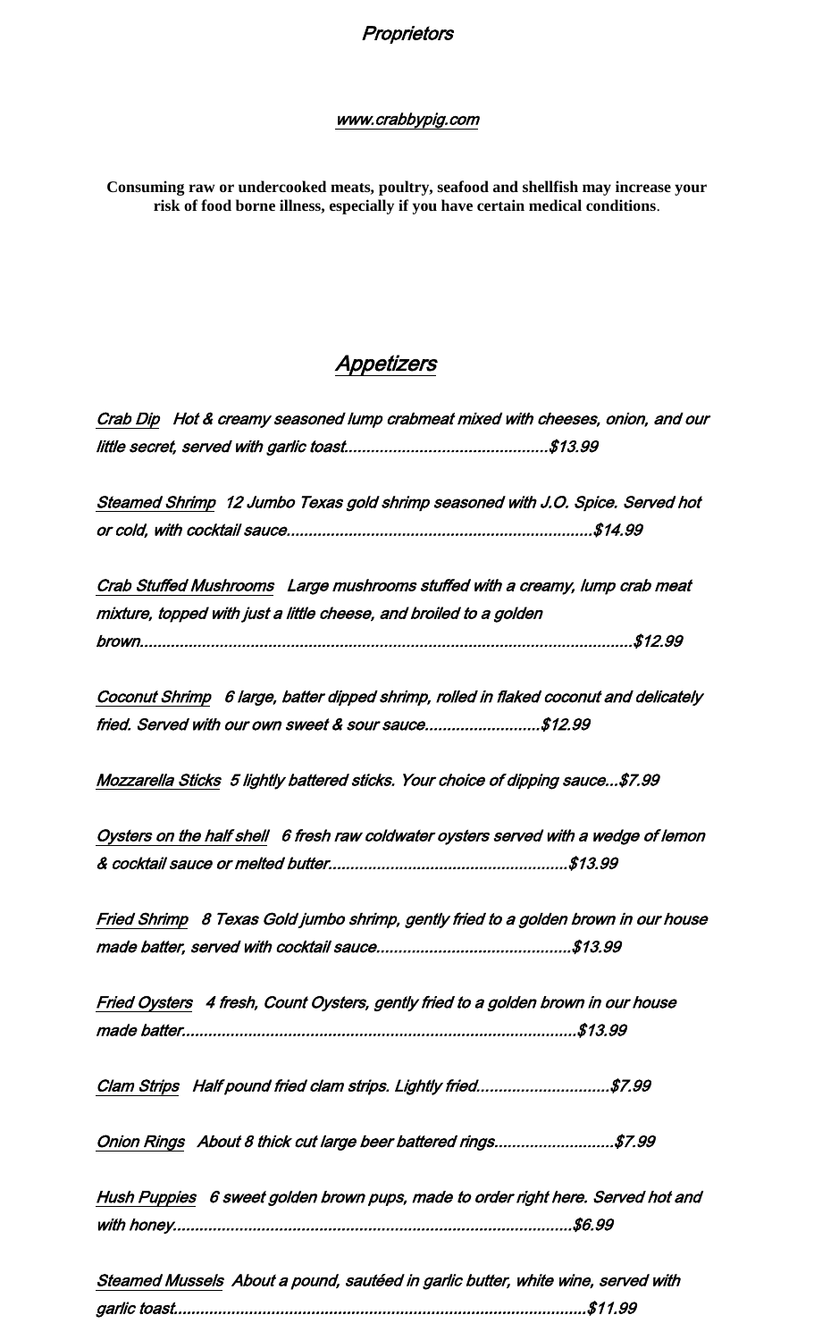*Proprietors*

*www.crabbypig.com*

**Consuming raw or undercooked meats, poultry, seafood and shellfish may increase your risk of food borne illness, especially if you have certain medical conditions**.

## *Appetizers*

***Crab Dip*** ***Hot & creamy seasoned lump crabmeat mixed with cheeses, onion, and our little secret, served with garlic toast..............................................$13.99***

***Steamed Shrimp*** ***12 Jumbo Texas gold shrimp seasoned with J.O. Spice. Served hot or cold, with cocktail sauce.....................................................................$14.99***

***Crab Stuffed Mushrooms*** ***Large mushrooms stuffed with a creamy, lump crab meat mixture, topped with just a little cheese, and broiled to a golden brown..............................................................................................................$12.99***

***Coconut Shrimp*** ***6 large, batter dipped shrimp, rolled in flaked coconut and delicately fried. Served with our own sweet & sour sauce..........................$12.99***

***Mozzarella Sticks*** ***5 lightly battered sticks. Your choice of dipping sauce...$7.99***

***Oysters on the half shell*** ***6 fresh raw coldwater oysters served with a wedge of lemon & cocktail sauce or melted butter.....................................................$13.99***

***Fried Shrimp*** ***8 Texas Gold jumbo shrimp, gently fried to a golden brown in our house made batter, served with cocktail sauce............................................$13.99***

***Fried Oysters*** ***4 fresh, Count Oysters, gently fried to a golden brown in our house made batter.........................................................................................$13.99***

***Clam Strips*** ***Half pound fried clam strips. Lightly fried..............................$7.99***

***Onion Rings*** ***About 8 thick cut large beer battered rings...........................$7.99***

***Hush Puppies*** ***6 sweet golden brown pups, made to order right here. Served hot and with honey.........................................................................................$6.99***

***Steamed Mussels*** ***About a pound, sautéed in garlic butter, white wine, served with garlic toast............................................................................................$11.99***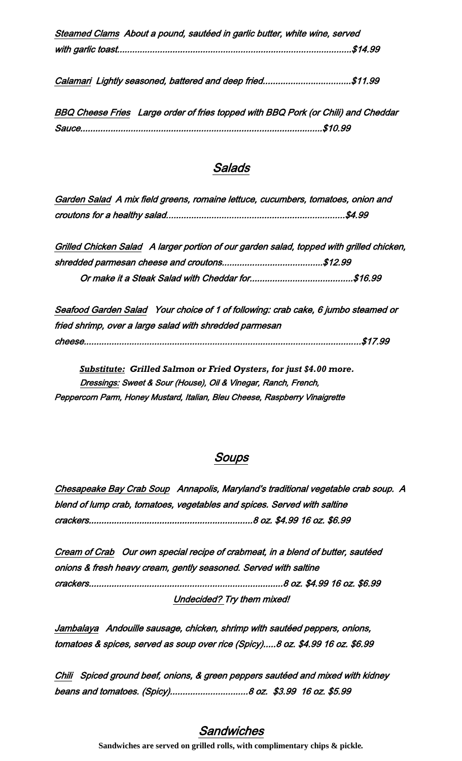*Steamed Clams* About a pound, sautéed in garlic butter, white wine, served with garlic toast..........................................................................................$14.99

*Calamari* Lightly seasoned, battered and deep fried..................................$11.99

*BBQ Cheese Fries* Large order of fries topped with BBQ Pork (or Chili) and Cheddar Sauce..............................................................................................$10.99

## *Salads*

*Garden Salad* A mix field greens, romaine lettuce, cucumbers, tomatoes, onion and croutons for a healthy salad.....................................................................$4.99

*Grilled Chicken Salad* A larger portion of our garden salad, topped with grilled chicken, shredded parmesan cheese and croutons.......................................$12.99

Or make it a Steak Salad with Cheddar for........................................$16.99

*Seafood Garden Salad* Your choice of 1 of following: crab cake, 6 jumbo steamed or fried shrimp, over a large salad with shredded parmesan cheese...........................................................................................................$17.99

***Substitute:* Grilled Salmon or Fried Oysters, for just $4.00 more.**

*Dressings:* Sweet & Sour (House), Oil & Vinegar, Ranch, French, Peppercorn Parm, Honey Mustard, Italian, Bleu Cheese, Raspberry Vinaigrette

## *Soups*

*Chesapeake Bay Crab Soup* Annapolis, Maryland's traditional vegetable crab soup. A blend of lump crab, tomatoes, vegetables and spices. Served with saltine crackers................................................................8 oz. $4.99 16 oz. $6.99

*Cream of Crab* Our own special recipe of crabmeat, in a blend of butter, sautéed onions & fresh heavy cream, gently seasoned. Served with saltine crackers...........................................................................8 oz. $4.99 16 oz. $6.99

*Undecided?* Try them mixed!

*Jambalaya* Andouille sausage, chicken, shrimp with sautéed peppers, onions, tomatoes & spices, served as soup over rice (Spicy).....8 oz. $4.99 16 oz. $6.99

*Chili* Spiced ground beef, onions, & green peppers sautéed and mixed with kidney beans and tomatoes. (Spicy)..............................8 oz. $3.99 16 oz. $5.99

## *Sandwiches*

**Sandwiches are served on grilled rolls, with complimentary chips & pickle.**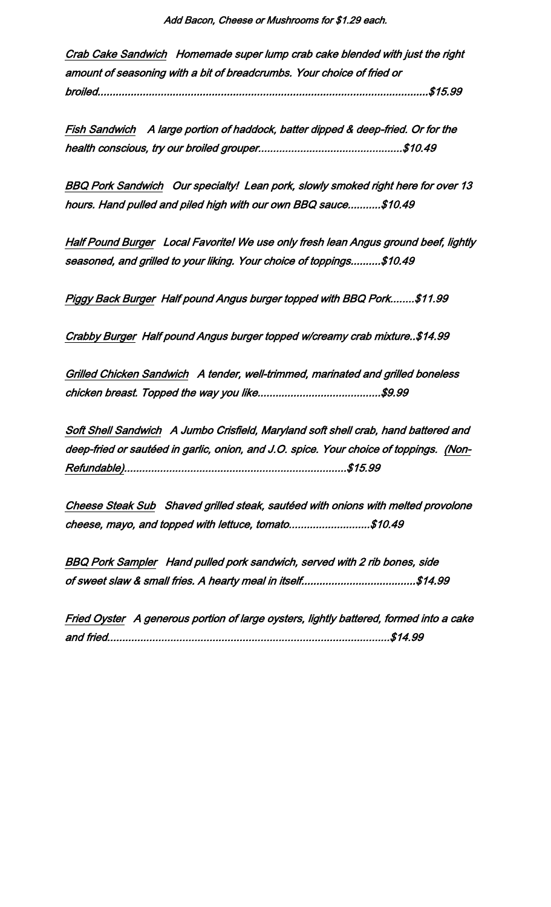*Add Bacon, Cheese or Mushrooms for $1.29 each.*

*Crab Cake Sandwich* Homemade super lump crab cake blended with just the right amount of seasoning with a bit of breadcrumbs. Your choice of fried or broiled.............................................................................................................$15.99

*Fish Sandwich* A large portion of haddock, batter dipped & deep-fried. Or for the health conscious, try our broiled grouper................................................$10.49

*BBQ Pork Sandwich* Our specialty! Lean pork, slowly smoked right here for over 13 hours. Hand pulled and piled high with our own BBQ sauce...........$10.49

*Half Pound Burger* Local Favorite! We use only fresh lean Angus ground beef, lightly seasoned, and grilled to your liking. Your choice of toppings..........$10.49

*Piggy Back Burger* Half pound Angus burger topped with BBQ Pork........$11.99

*Crabby Burger* Half pound Angus burger topped w/creamy crab mixture..$14.99

*Grilled Chicken Sandwich* A tender, well-trimmed, marinated and grilled boneless chicken breast. Topped the way you like.........................................$9.99

*Soft Shell Sandwich* A Jumbo Crisfield, Maryland soft shell crab, hand battered and deep-fried or sautéed in garlic, onion, and J.O. spice. Your choice of toppings. (Non-Refundable)..........................................................................$15.99

*Cheese Steak Sub* Shaved grilled steak, sautéed with onions with melted provolone cheese, mayo, and topped with lettuce, tomato...........................$10.49

*BBQ Pork Sampler* Hand pulled pork sandwich, served with 2 rib bones, side of sweet slaw & small fries. A hearty meal in itself.....................................$14.99

*Fried Oyster* A generous portion of large oysters, lightly battered, formed into a cake and fried..............................................................................................$14.99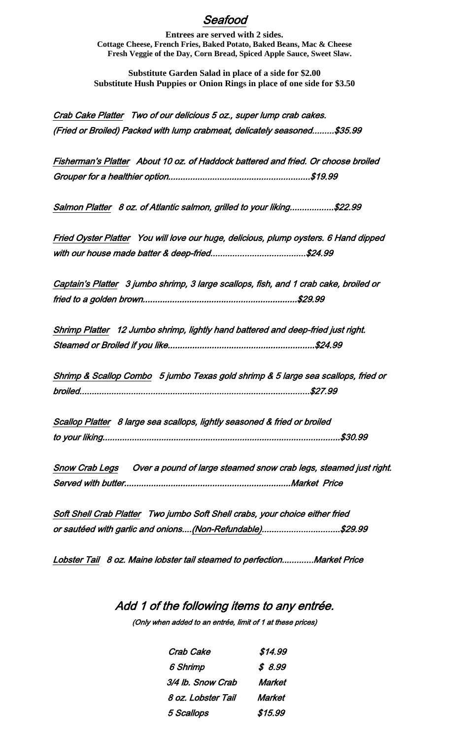# *Seafood*

**Entrees are served with 2 sides.**
**Cottage Cheese, French Fries, Baked Potato, Baked Beans, Mac & Cheese**
**Fresh Veggie of the Day, Corn Bread, Spiced Apple Sauce, Sweet Slaw.**

**Substitute Garden Salad in place of a side for $2.00**
**Substitute Hush Puppies or Onion Rings in place of one side for $3.50**

*Crab Cake Platter* *Two of our delicious 5 oz., super lump crab cakes. (Fried or Broiled) Packed with lump crabmeat, delicately seasoned.........$35.99*

*Fisherman's Platter* *About 10 oz. of Haddock battered and fried. Or choose broiled Grouper for a healthier option..........................................................$19.99*

*Salmon Platter* *8 oz. of Atlantic salmon, grilled to your liking..................$22.99*

*Fried Oyster Platter* *You will love our huge, delicious, plump oysters. 6 Hand dipped with our house made batter & deep-fried.......................................$24.99*

*Captain's Platter* *3 jumbo shrimp, 3 large scallops, fish, and 1 crab cake, broiled or fried to a golden brown...............................................................$29.99*

*Shrimp Platter* *12 Jumbo shrimp, lightly hand battered and deep-fried just right. Steamed or Broiled if you like...........................................................$24.99*

*Shrimp & Scallop Combo* *5 jumbo Texas gold shrimp & 5 large sea scallops, fried or broiled.............................................................................................$27.99*

*Scallop Platter* *8 large sea scallops, lightly seasoned & fried or broiled to your liking................................................................................................$30.99*

*Snow Crab Legs* *Over a pound of large steamed snow crab legs, steamed just right. Served with butter...................................................................Market Price*

*Soft Shell Crab Platter* *Two jumbo Soft Shell crabs, your choice either fried or sautéed with garlic and onions....(Non-Refundable)................................$29.99*

*Lobster Tail* *8 oz. Maine lobster tail steamed to perfection.............Market Price*

## *Add 1 of the following items to any entrée.*

*(Only when added to an entrée, limit of 1 at these prices)*

| | |
|---|---|
| *Crab Cake* | *$14.99* |
| *6 Shrimp* | *$ 8.99* |
| *3/4 lb. Snow Crab* | *Market* |
| *8 oz. Lobster Tail* | *Market* |
| *5 Scallops* | *$15.99* |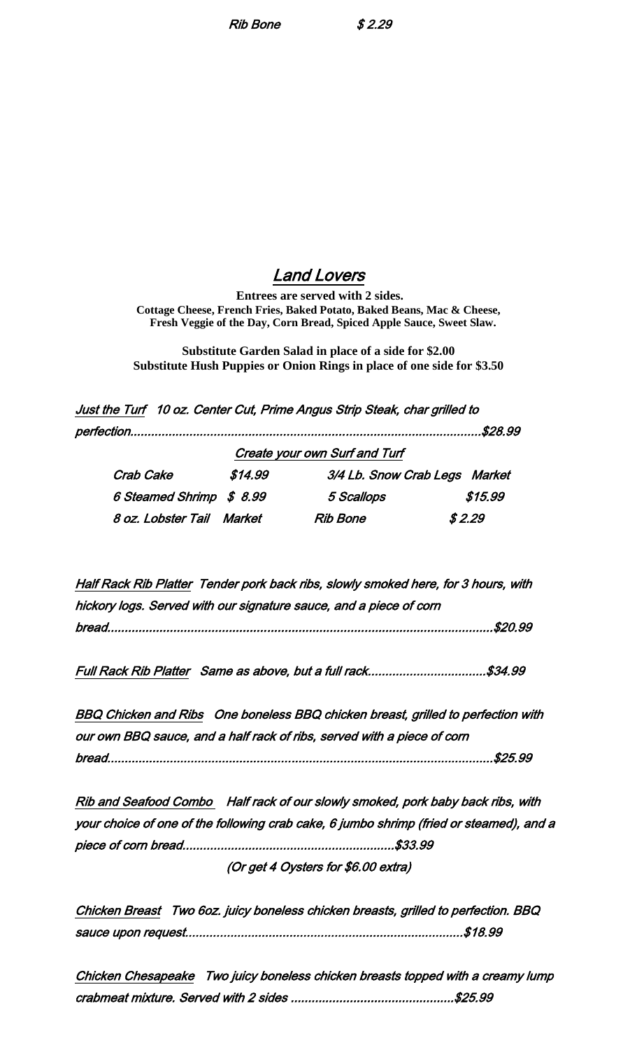*Rib Bone $ 2.29*

## *Land Lovers*

**Entrees are served with 2 sides.**
**Cottage Cheese, French Fries, Baked Potato, Baked Beans, Mac & Cheese, Fresh Veggie of the Day, Corn Bread, Spiced Apple Sauce, Sweet Slaw.**

**Substitute Garden Salad in place of a side for $2.00**
**Substitute Hush Puppies or Onion Rings in place of one side for $3.50**

*Just the Turf* *10 oz. Center Cut, Prime Angus Strip Steak, char grilled to perfection..................................................................................................$28.99*

*Create your own Surf and Turf*

| | | | |
|---|---|---|---|
| *Crab Cake* | *$14.99* | *3/4 Lb. Snow Crab Legs* | *Market* |
| *6 Steamed Shrimp* | *$ 8.99* | *5 Scallops* | *$15.99* |
| *8 oz. Lobster Tail* | *Market* | *Rib Bone* | *$ 2.29* |

*Half Rack Rib Platter* *Tender pork back ribs, slowly smoked here, for 3 hours, with hickory logs. Served with our signature sauce, and a piece of corn bread..............................................................................................................$20.99*

*Full Rack Rib Platter* *Same as above, but a full rack..................................$34.99*

*BBQ Chicken and Ribs* *One boneless BBQ chicken breast, grilled to perfection with our own BBQ sauce, and a half rack of ribs, served with a piece of corn bread..............................................................................................................$25.99*

*Rib and Seafood Combo* *Half rack of our slowly smoked, pork baby back ribs, with your choice of one of the following crab cake, 6 jumbo shrimp (fried or steamed), and a piece of corn bread............................................................$33.99*

*(Or get 4 Oysters for $6.00 extra)*

*Chicken Breast* *Two 6oz. juicy boneless chicken breasts, grilled to perfection. BBQ sauce upon request...............................................................................$18.99*

*Chicken Chesapeake* *Two juicy boneless chicken breasts topped with a creamy lump crabmeat mixture. Served with 2 sides ...............................................$25.99*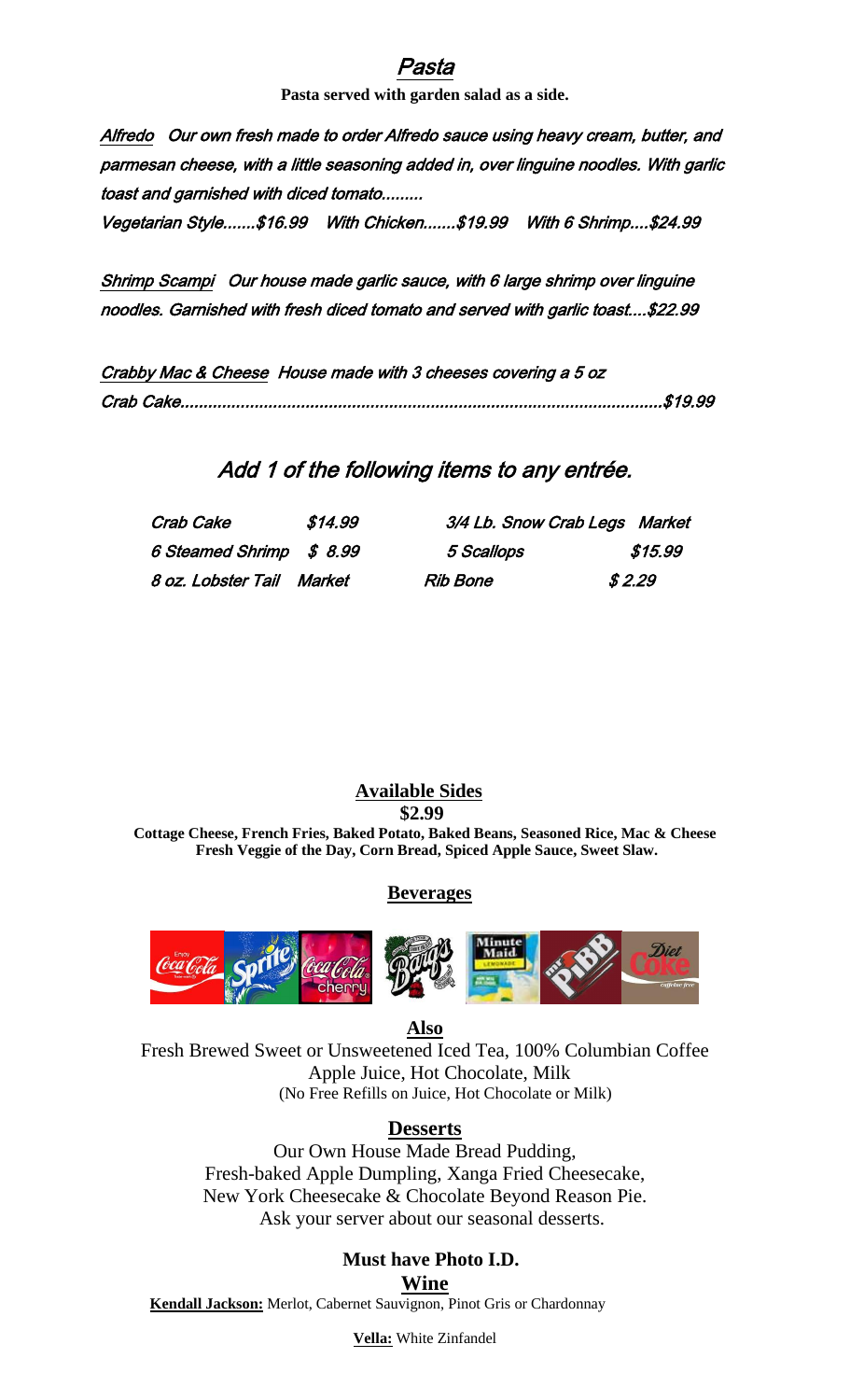# Pasta

**Pasta served with garden salad as a side.**

*Alfredo* Our own fresh made to order Alfredo sauce using heavy cream, butter, and parmesan cheese, with a little seasoning added in, over linguine noodles. With garlic toast and garnished with diced tomato.........

Vegetarian Style.......$16.99 With Chicken.......$19.99 With 6 Shrimp....$24.99

*Shrimp Scampi* Our house made garlic sauce, with 6 large shrimp over linguine noodles. Garnished with fresh diced tomato and served with garlic toast....$22.99

*Crabby Mac & Cheese* House made with 3 cheeses covering a 5 oz Crab Cake.......................................................................................................$19.99

## Add 1 of the following items to any entrée.

| | | | |
|---|---|---|---|
| Crab Cake | $14.99 | 3/4 Lb. Snow Crab Legs | Market |
| 6 Steamed Shrimp | $ 8.99 | 5 Scallops | $15.99 |
| 8 oz. Lobster Tail | Market | Rib Bone | $ 2.29 |

**Available Sides**

**$2.99**

**Cottage Cheese, French Fries, Baked Potato, Baked Beans, Seasoned Rice, Mac & Cheese Fresh Veggie of the Day, Corn Bread, Spiced Apple Sauce, Sweet Slaw.**

**Beverages**

Coca-Cola, Sprite, Coca-Cola Cherry, Barq's, Minute Maid Lemonade, Mr. Pibb, Diet Coke

**Also**

Fresh Brewed Sweet or Unsweetened Iced Tea, 100% Columbian Coffee
Apple Juice, Hot Chocolate, Milk
(No Free Refills on Juice, Hot Chocolate or Milk)

**Desserts**

Our Own House Made Bread Pudding,
Fresh-baked Apple Dumpling, Xanga Fried Cheesecake,
New York Cheesecake & Chocolate Beyond Reason Pie.
Ask your server about our seasonal desserts.

**Must have Photo I.D.**

**Wine**

**Kendall Jackson:** Merlot, Cabernet Sauvignon, Pinot Gris or Chardonnay

**Vella:** White Zinfandel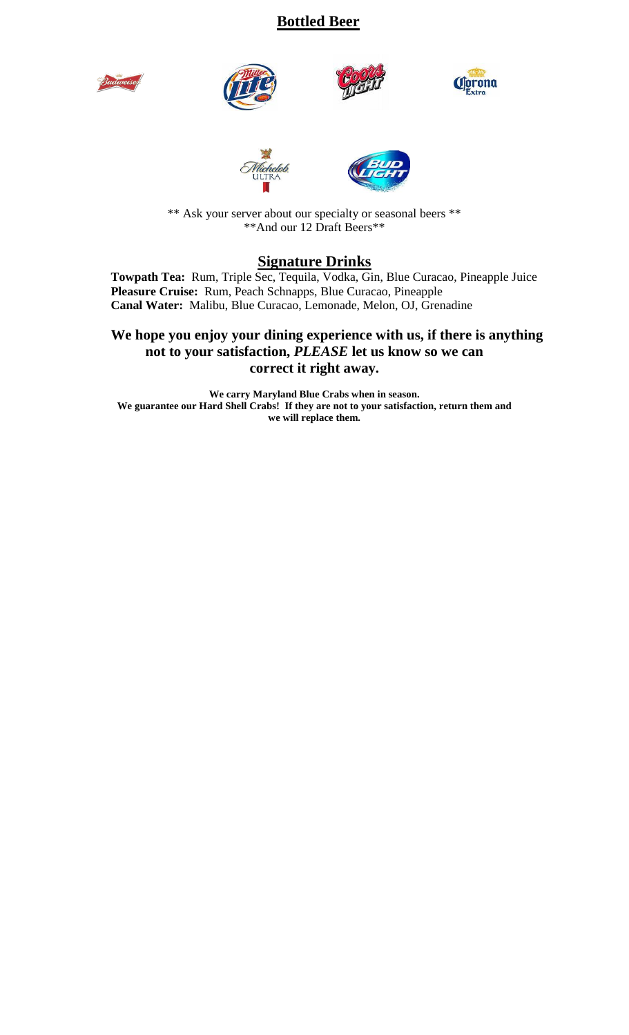## Bottled Beer

Budweiser, Miller Lite, Coors Light, Corona Extra, Michelob Ultra, Bud Light

** Ask your server about our specialty or seasonal beers **
**And our 12 Draft Beers**

## Signature Drinks

**Towpath Tea:** Rum, Triple Sec, Tequila, Vodka, Gin, Blue Curacao, Pineapple Juice
**Pleasure Cruise:** Rum, Peach Schnapps, Blue Curacao, Pineapple
**Canal Water:** Malibu, Blue Curacao, Lemonade, Melon, OJ, Grenadine

### We hope you enjoy your dining experience with us, if there is anything not to your satisfaction, *PLEASE* let us know so we can correct it right away.

**We carry Maryland Blue Crabs when in season.**
**We guarantee our Hard Shell Crabs! If they are not to your satisfaction, return them and we will replace them.**